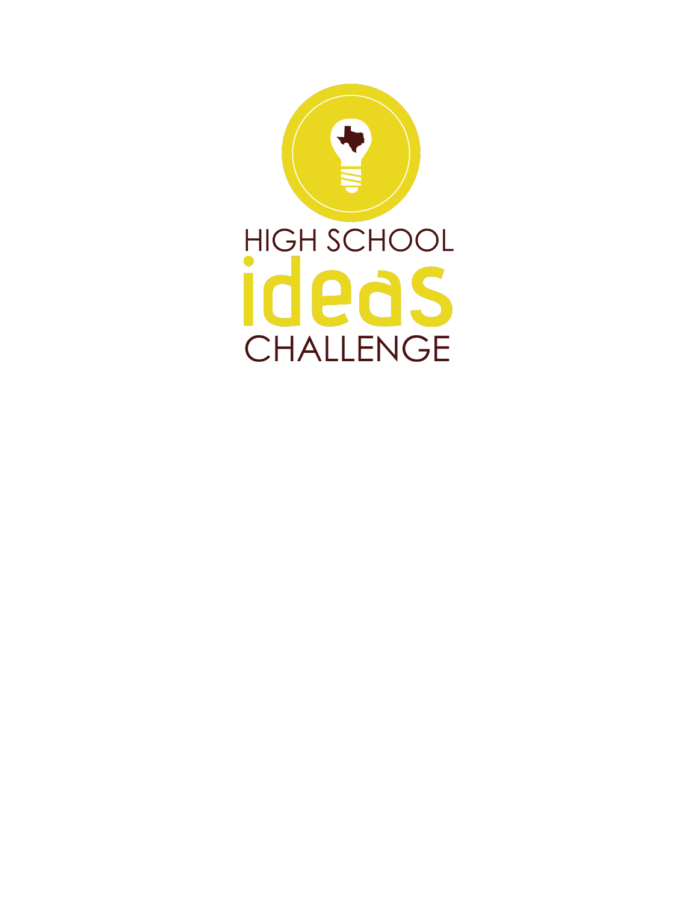# HIGH SCHOOL ideas CHALLENGE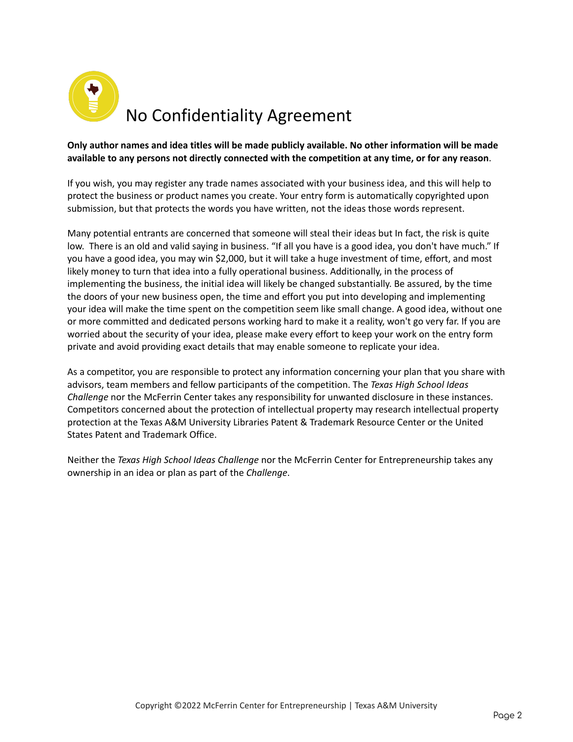# No Confidentiality Agreement

**Only author names and idea titles will be made publicly available. No other information will be made available to any persons not directly connected with the competition at any time, or for any reason**.

If you wish, you may register any trade names associated with your business idea, and this will help to protect the business or product names you create. Your entry form is automatically copyrighted upon submission, but that protects the words you have written, not the ideas those words represent.

Many potential entrants are concerned that someone will steal their ideas but In fact, the risk is quite low. There is an old and valid saying in business. "If all you have is a good idea, you don't have much." If you have a good idea, you may win $2,000, but it will take a huge investment of time, effort, and most likely money to turn that idea into a fully operational business. Additionally, in the process of implementing the business, the initial idea will likely be changed substantially. Be assured, by the time the doors of your new business open, the time and effort you put into developing and implementing your idea will make the time spent on the competition seem like small change. A good idea, without one or more committed and dedicated persons working hard to make it a reality, won't go very far. If you are worried about the security of your idea, please make every effort to keep your work on the entry form private and avoid providing exact details that may enable someone to replicate your idea.

As a competitor, you are responsible to protect any information concerning your plan that you share with advisors, team members and fellow participants of the competition. The *Texas High School Ideas Challenge* nor the McFerrin Center takes any responsibility for unwanted disclosure in these instances. Competitors concerned about the protection of intellectual property may research intellectual property protection at the Texas A&M University Libraries Patent & Trademark Resource Center or the United States Patent and Trademark Office.

Neither the *Texas High School Ideas Challenge* nor the McFerrin Center for Entrepreneurship takes any ownership in an idea or plan as part of the *Challenge*.